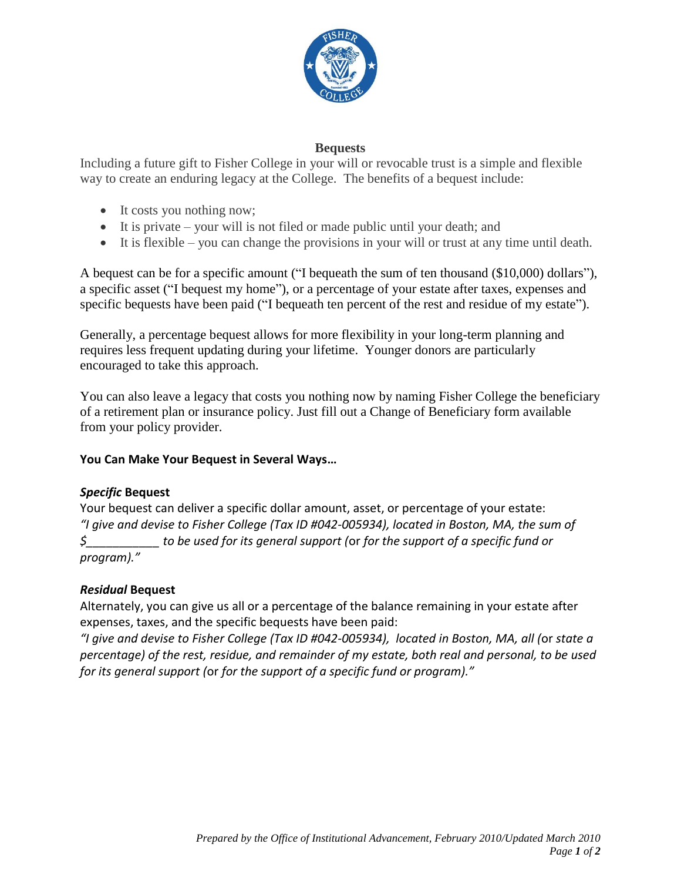# Bequests

Including a future gift to Fisher College in your will or revocable trust is a simple and flexible way to create an enduring legacy at the College. The benefits of a bequest include:

- It costs you nothing now;
- It is private – your will is not filed or made public until your death; and
- It is flexible – you can change the provisions in your will or trust at any time until death.

A bequest can be for a specific amount ("I bequeath the sum of ten thousand ($10,000) dollars"), a specific asset ("I bequest my home"), or a percentage of your estate after taxes, expenses and specific bequests have been paid ("I bequeath ten percent of the rest and residue of my estate").

Generally, a percentage bequest allows for more flexibility in your long-term planning and requires less frequent updating during your lifetime. Younger donors are particularly encouraged to take this approach.

You can also leave a legacy that costs you nothing now by naming Fisher College the beneficiary of a retirement plan or insurance policy. Just fill out a Change of Beneficiary form available from your policy provider.

**You Can Make Your Bequest in Several Ways…**

***Specific* Bequest**

Your bequest can deliver a specific dollar amount, asset, or percentage of your estate:
*"I give and devise to Fisher College (Tax ID #042-005934), located in Boston, MA, the sum of $___________ to be used for its general support (*or *for the support of a specific fund or program)."*

***Residual* Bequest**

Alternately, you can give us all or a percentage of the balance remaining in your estate after expenses, taxes, and the specific bequests have been paid:
*"I give and devise to Fisher College (Tax ID #042-005934), located in Boston, MA, all (*or *state a percentage) of the rest, residue, and remainder of my estate, both real and personal, to be used for its general support (*or *for the support of a specific fund or program)."*

*Prepared by the Office of Institutional Advancement, February 2010/Updated March 2010*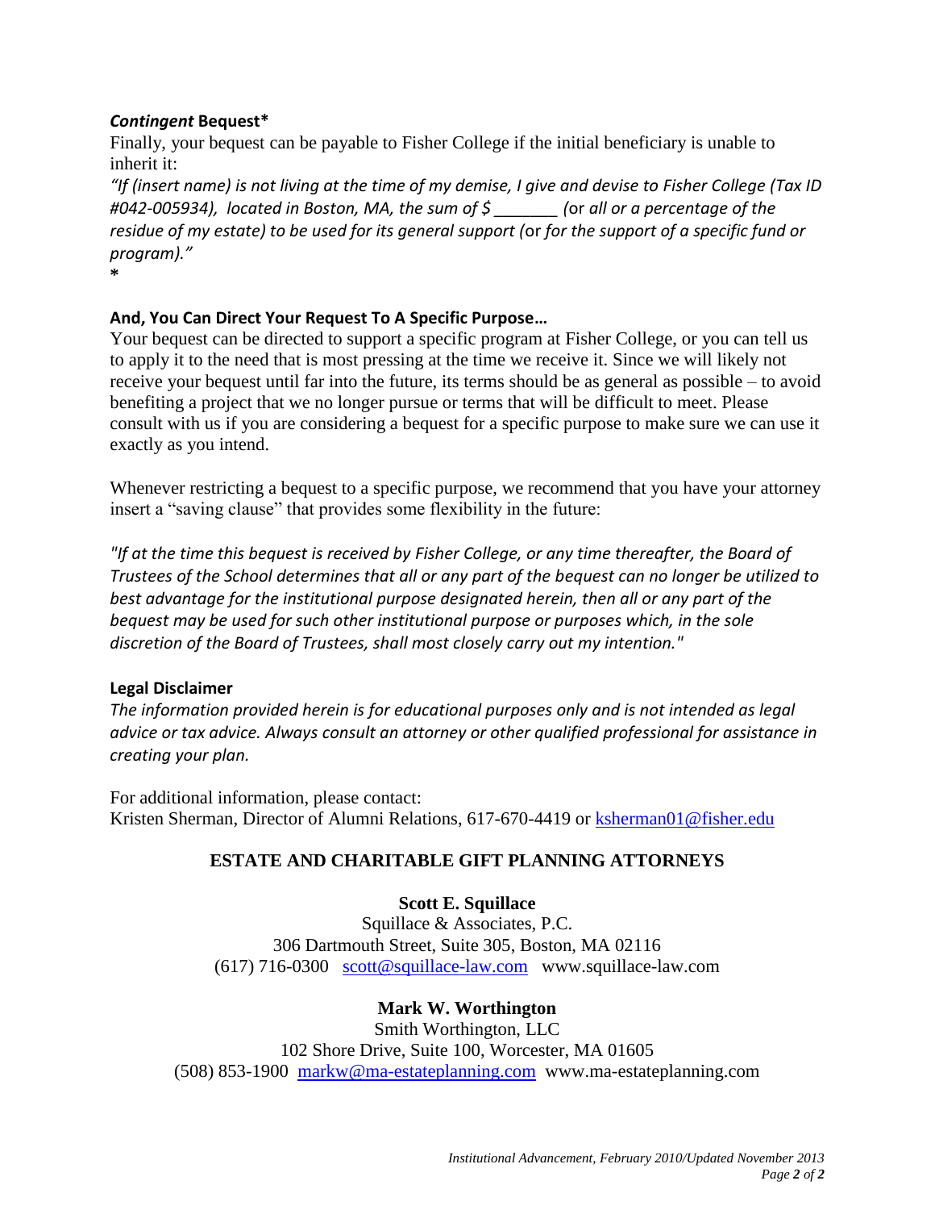### *Contingent* Bequest*

Finally, your bequest can be payable to Fisher College if the initial beneficiary is unable to inherit it:

*"If (insert name) is not living at the time of my demise, I give and devise to Fisher College (Tax ID #042-005934), located in Boston, MA, the sum of $ _______ (*or *all or a percentage of the residue of my estate) to be used for its general support (*or *for the support of a specific fund or program)."*

*

### And, You Can Direct Your Request To A Specific Purpose…

Your bequest can be directed to support a specific program at Fisher College, or you can tell us to apply it to the need that is most pressing at the time we receive it. Since we will likely not receive your bequest until far into the future, its terms should be as general as possible – to avoid benefiting a project that we no longer pursue or terms that will be difficult to meet. Please consult with us if you are considering a bequest for a specific purpose to make sure we can use it exactly as you intend.

Whenever restricting a bequest to a specific purpose, we recommend that you have your attorney insert a "saving clause" that provides some flexibility in the future:

*"If at the time this bequest is received by Fisher College, or any time thereafter, the Board of Trustees of the School determines that all or any part of the bequest can no longer be utilized to best advantage for the institutional purpose designated herein, then all or any part of the bequest may be used for such other institutional purpose or purposes which, in the sole discretion of the Board of Trustees, shall most closely carry out my intention."*

### Legal Disclaimer

*The information provided herein is for educational purposes only and is not intended as legal advice or tax advice. Always consult an attorney or other qualified professional for assistance in creating your plan.*

For additional information, please contact:
Kristen Sherman, Director of Alumni Relations, 617-670-4419 or ksherman01@fisher.edu

## ESTATE AND CHARITABLE GIFT PLANNING ATTORNEYS

**Scott E. Squillace**
Squillace & Associates, P.C.
306 Dartmouth Street, Suite 305, Boston, MA 02116
(617) 716-0300 scott@squillace-law.com www.squillace-law.com

**Mark W. Worthington**
Smith Worthington, LLC
102 Shore Drive, Suite 100, Worcester, MA 01605
(508) 853-1900 markw@ma-estateplanning.com www.ma-estateplanning.com

*Institutional Advancement, February 2010/Updated November 2013*